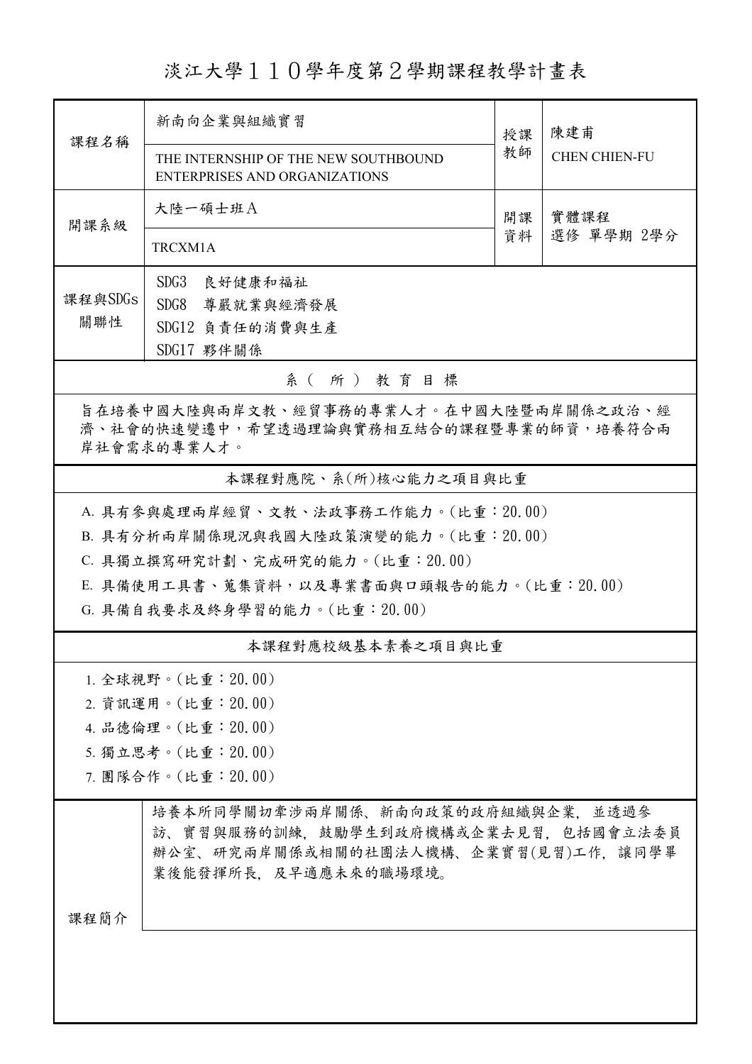# 淡江大學１１０學年度第２學期課程教學計畫表

| 課程名稱 | 新南向企業與組織實習<br>THE INTERNSHIP OF THE NEW SOUTHBOUND ENTERPRISES AND ORGANIZATIONS | 授課教師 | 陳建甫<br>CHEN CHIEN-FU |
|---|---|---|---|
| 開課系級 | 大陸一碩士班Ａ<br>TRCXM1A | 開課資料 | 實體課程<br>選修 單學期 2學分 |
| 課程與SDGs關聯性 | SDG3　良好健康和福祉<br>SDG8　尊嚴就業與經濟發展<br>SDG12 負責任的消費與生產<br>SDG17 夥伴關係 | | |

## 系（所）教育目標

旨在培養中國大陸與兩岸文教、經貿事務的專業人才。在中國大陸暨兩岸關係之政治、經濟、社會的快速變遷中，希望透過理論與實務相互結合的課程暨專業的師資，培養符合兩岸社會需求的專業人才。

## 本課程對應院、系(所)核心能力之項目與比重

A. 具有參與處理兩岸經貿、文教、法政事務工作能力。(比重：20.00)

B. 具有分析兩岸關係現況與我國大陸政策演變的能力。(比重：20.00)

C. 具獨立撰寫研究計劃、完成研究的能力。(比重：20.00)

E. 具備使用工具書、蒐集資料，以及專業書面與口頭報告的能力。(比重：20.00)

G. 具備自我要求及終身學習的能力。(比重：20.00)

## 本課程對應校級基本素養之項目與比重

1. 全球視野。(比重：20.00)
2. 資訊運用。(比重：20.00)
4. 品德倫理。(比重：20.00)
5. 獨立思考。(比重：20.00)
7. 團隊合作。(比重：20.00)

## 課程簡介

培養本所同學關切牽涉兩岸關係、新南向政策的政府組織與企業，並透過參訪、實習與服務的訓練，鼓勵學生到政府機構或企業去見習，包括國會立法委員辦公室、研究兩岸關係或相關的社團法人機構、企業實習(見習)工作，讓同學畢業後能發揮所長，及早適應未來的職場環境。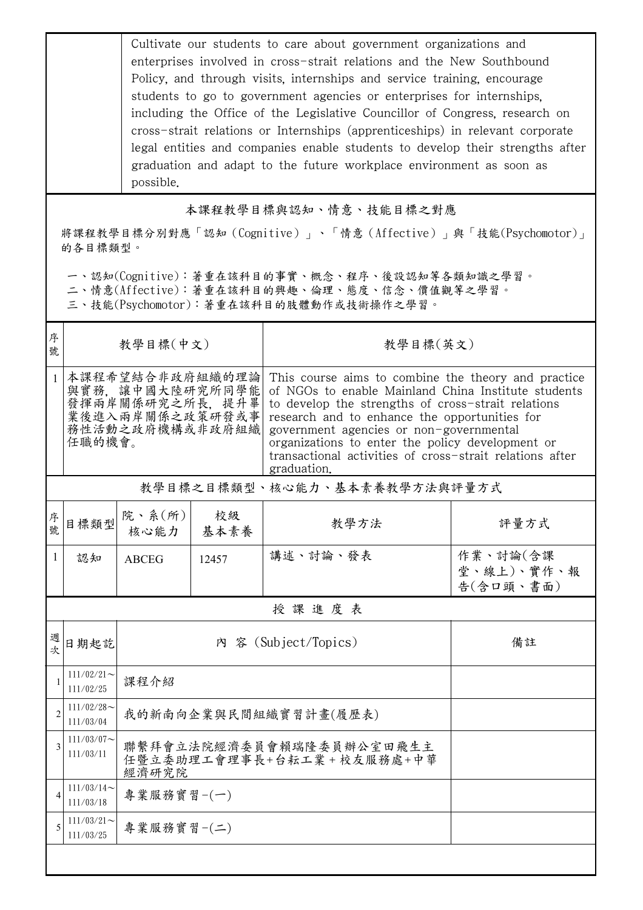| | Cultivate our students to care about government organizations and enterprises involved in cross-strait relations and the New Southbound Policy, and through visits, internships and service training, encourage students to go to government agencies or enterprises for internships, including the Office of the Legislative Councillor of Congress, research on cross-strait relations or Internships (apprenticeships) in relevant corporate legal entities and companies enable students to develop their strengths after graduation and adapt to the future workplace environment as soon as possible. |
|---|---|

## 本課程教學目標與認知、情意、技能目標之對應

將課程教學目標分別對應「認知（Cognitive）」、「情意（Affective）」與「技能(Psychomotor)」的各目標類型。

一、認知(Cognitive)：著重在該科目的事實、概念、程序、後設認知等各類知識之學習。
二、情意(Affective)：著重在該科目的興趣、倫理、態度、信念、價值觀等之學習。
三、技能(Psychomotor)：著重在該科目的肢體動作或技術操作之學習。

| 序號 | 教學目標(中文) | 教學目標(英文) |
|---|---|---|
| 1 | 本課程希望結合非政府組織的理論與實務，讓中國大陸研究所同學能發揮兩岸關係研究之所長，提升畢業後進入兩岸關係之政策研發或事務性活動之政府機構或非政府組織任職的機會。 | This course aims to combine the theory and practice of NGOs to enable Mainland China Institute students to develop the strengths of cross-strait relations research and to enhance the opportunities for government agencies or non-governmental organizations to enter the policy development or transactional activities of cross-strait relations after graduation. |

## 教學目標之目標類型、核心能力、基本素養教學方法與評量方式

| 序號 | 目標類型 | 院、系(所)核心能力 | 校級基本素養 | 教學方法 | 評量方式 |
|---|---|---|---|---|---|
| 1 | 認知 | ABCEG | 12457 | 講述、討論、發表 | 作業、討論(含課堂、線上)、實作、報告(含口頭、書面) |

## 授課進度表

| 週次 | 日期起訖 | 內 容 (Subject/Topics) | 備註 |
|---|---|---|---|
| 1 | 111/02/21～111/02/25 | 課程介紹 | |
| 2 | 111/02/28～111/03/04 | 我的新南向企業與民間組織實習計畫(履歷表) | |
| 3 | 111/03/07～111/03/11 | 聯繫拜會立法院經濟委員會賴瑞隆委員辦公室田飛生主任暨立委助理工會理事長+台耘工業 + 校友服務處+中華經濟研究院 | |
| 4 | 111/03/14～111/03/18 | 專業服務實習-(一) | |
| 5 | 111/03/21～111/03/25 | 專業服務實習-(二) | |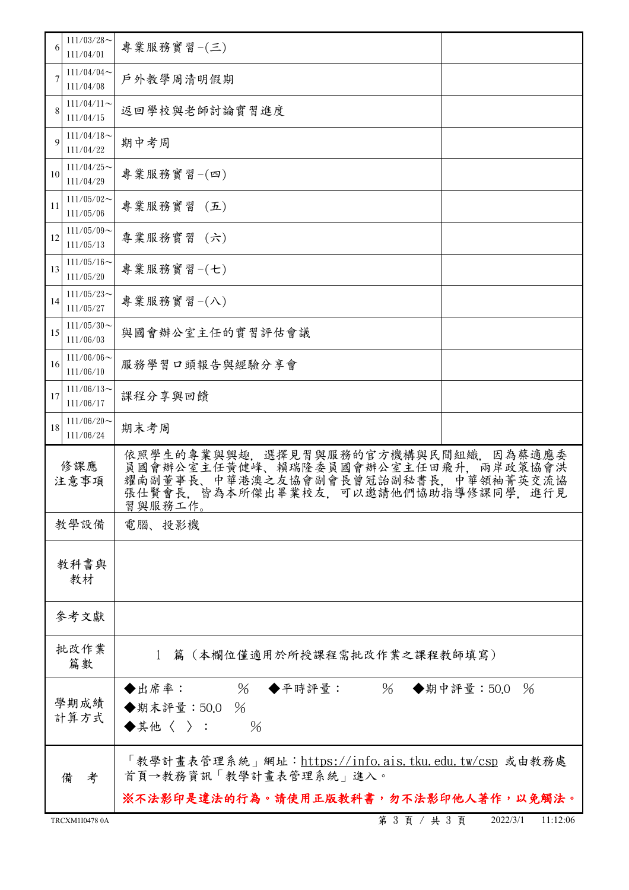| | | | |
|---|---|---|---|
| 6 | 111/03/28～111/04/01 | 專業服務實習-(三) | |
| 7 | 111/04/04～111/04/08 | 戶外教學周清明假期 | |
| 8 | 111/04/11～111/04/15 | 返回學校與老師討論實習進度 | |
| 9 | 111/04/18～111/04/22 | 期中考周 | |
| 10 | 111/04/25～111/04/29 | 專業服務實習-(四) | |
| 11 | 111/05/02～111/05/06 | 專業服務實習 (五) | |
| 12 | 111/05/09～111/05/13 | 專業服務實習 (六) | |
| 13 | 111/05/16～111/05/20 | 專業服務實習-(七) | |
| 14 | 111/05/23～111/05/27 | 專業服務實習-(八) | |
| 15 | 111/05/30～111/06/03 | 與國會辦公室主任的實習評估會議 | |
| 16 | 111/06/06～111/06/10 | 服務學習口頭報告與經驗分享會 | |
| 17 | 111/06/13～111/06/17 | 課程分享與回饋 | |
| 18 | 111/06/20～111/06/24 | 期末考周 | |

| | |
|---|---|
| 修課應注意事項 | 依照學生的專業與興趣，選擇見習與服務的官方機構與民間組織，因為蔡適應委員國會辦公室主任黃健峰、賴瑞隆委員國會辦公室主任田飛升，兩岸政策協會洪耀南副董事長、中華港澳之友協會副會長曾冠詒副秘書長，中華領袖菁英交流協張仕賢會長，皆為本所傑出畢業校友，可以邀請他們協助指導修課同學，進行見習與服務工作。 |
| 教學設備 | 電腦、投影機 |
| 教科書與教材 | |
| 參考文獻 | |
| 批改作業篇數 | 1 篇（本欄位僅適用於所授課程需批改作業之課程教師填寫） |
| 學期成績計算方式 | ◆出席率： ％ ◆平時評量： ％ ◆期中評量：50.0 ％<br>◆期末評量：50.0 ％<br>◆其他〈 〉： ％ |
| 備　考 | 「教學計畫表管理系統」網址：https://info.ais.tku.edu.tw/csp 或由教務處首頁→教務資訊「教學計畫表管理系統」進入。<br>**※不法影印是違法的行為。請使用正版教科書，勿不法影印他人著作，以免觸法。** |

TRCXM1I0478 0A　　2022/3/1　11:12:06